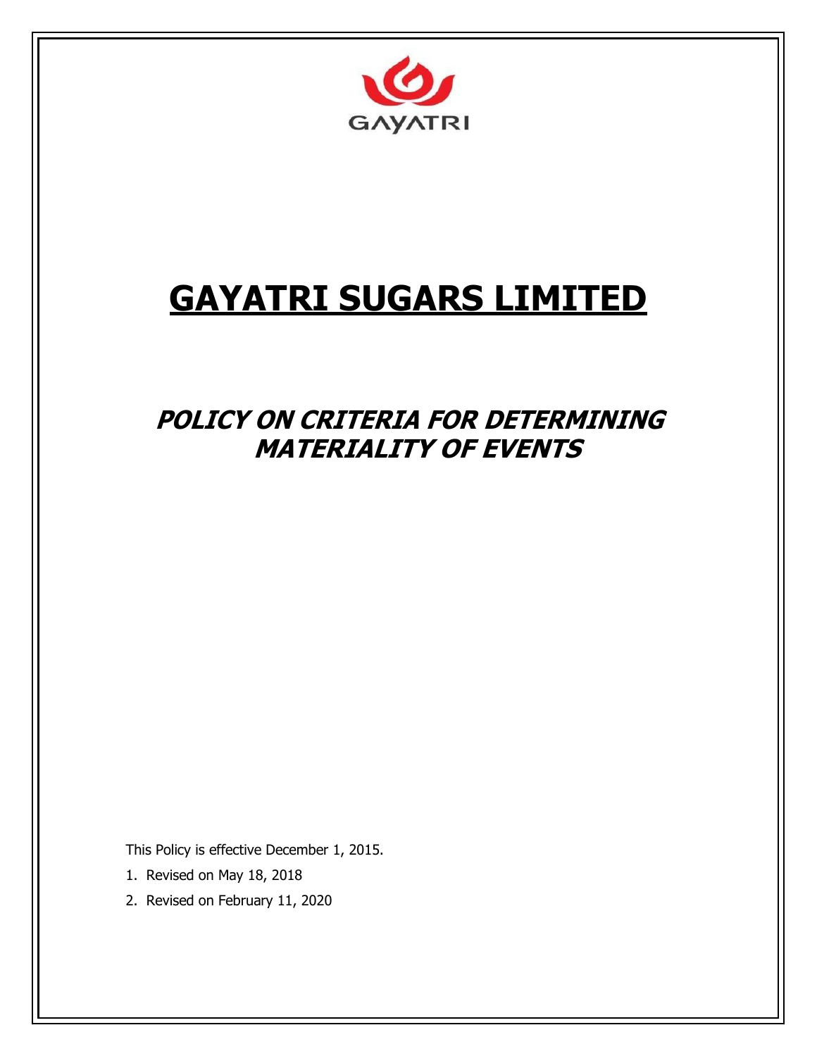GAYATRI

# GAYATRI SUGARS LIMITED

## *POLICY ON CRITERIA FOR DETERMINING MATERIALITY OF EVENTS*

This Policy is effective December 1, 2015.

1. Revised on May 18, 2018
2. Revised on February 11, 2020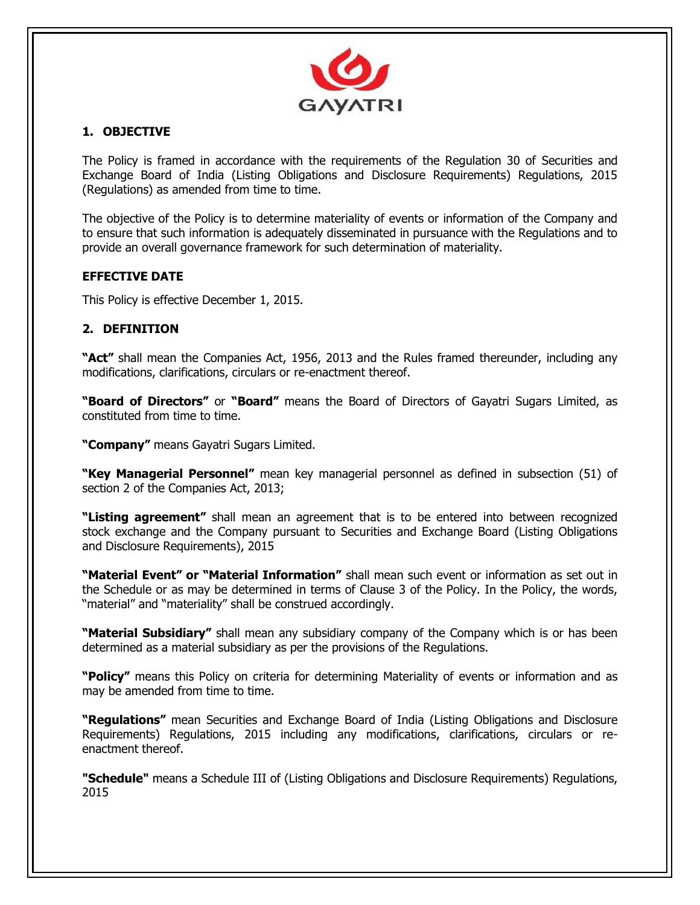## 1. OBJECTIVE

The Policy is framed in accordance with the requirements of the Regulation 30 of Securities and Exchange Board of India (Listing Obligations and Disclosure Requirements) Regulations, 2015 (Regulations) as amended from time to time.

The objective of the Policy is to determine materiality of events or information of the Company and to ensure that such information is adequately disseminated in pursuance with the Regulations and to provide an overall governance framework for such determination of materiality.

### EFFECTIVE DATE

This Policy is effective December 1, 2015.

## 2. DEFINITION

**"Act"** shall mean the Companies Act, 1956, 2013 and the Rules framed thereunder, including any modifications, clarifications, circulars or re-enactment thereof.

**"Board of Directors"** or **"Board"** means the Board of Directors of Gayatri Sugars Limited, as constituted from time to time.

**"Company"** means Gayatri Sugars Limited.

**"Key Managerial Personnel"** mean key managerial personnel as defined in subsection (51) of section 2 of the Companies Act, 2013;

**"Listing agreement"** shall mean an agreement that is to be entered into between recognized stock exchange and the Company pursuant to Securities and Exchange Board (Listing Obligations and Disclosure Requirements), 2015

**"Material Event" or "Material Information"** shall mean such event or information as set out in the Schedule or as may be determined in terms of Clause 3 of the Policy. In the Policy, the words, "material" and "materiality" shall be construed accordingly.

**"Material Subsidiary"** shall mean any subsidiary company of the Company which is or has been determined as a material subsidiary as per the provisions of the Regulations.

**"Policy"** means this Policy on criteria for determining Materiality of events or information and as may be amended from time to time.

**"Regulations"** mean Securities and Exchange Board of India (Listing Obligations and Disclosure Requirements) Regulations, 2015 including any modifications, clarifications, circulars or re-enactment thereof.

**"Schedule"** means a Schedule III of (Listing Obligations and Disclosure Requirements) Regulations, 2015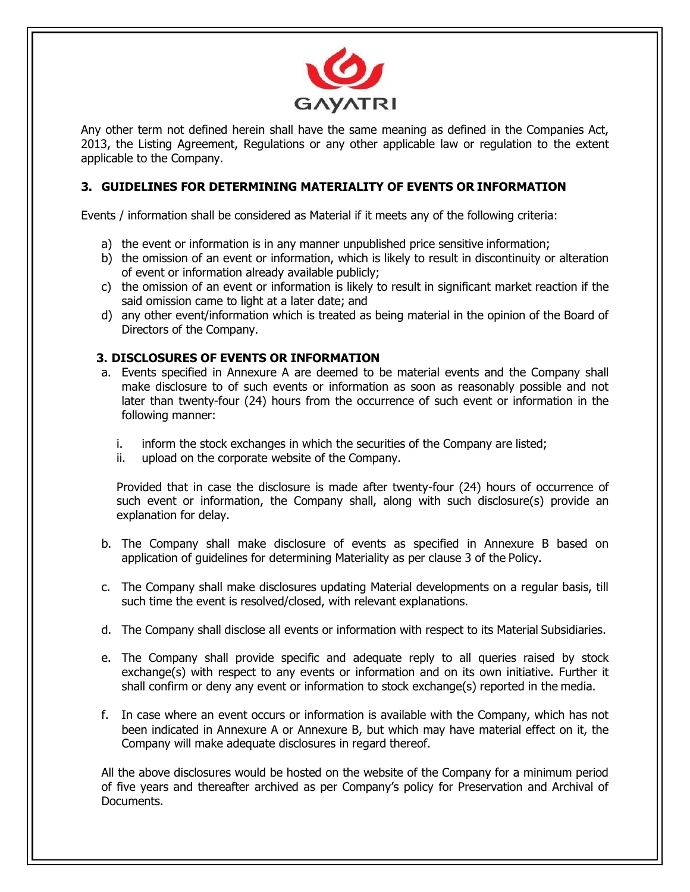Any other term not defined herein shall have the same meaning as defined in the Companies Act, 2013, the Listing Agreement, Regulations or any other applicable law or regulation to the extent applicable to the Company.

## 3. GUIDELINES FOR DETERMINING MATERIALITY OF EVENTS OR INFORMATION

Events / information shall be considered as Material if it meets any of the following criteria:

a) the event or information is in any manner unpublished price sensitive information;
b) the omission of an event or information, which is likely to result in discontinuity or alteration of event or information already available publicly;
c) the omission of an event or information is likely to result in significant market reaction if the said omission came to light at a later date; and
d) any other event/information which is treated as being material in the opinion of the Board of Directors of the Company.

## 3. DISCLOSURES OF EVENTS OR INFORMATION

a. Events specified in Annexure A are deemed to be material events and the Company shall make disclosure to of such events or information as soon as reasonably possible and not later than twenty-four (24) hours from the occurrence of such event or information in the following manner:

   i. inform the stock exchanges in which the securities of the Company are listed;
   ii. upload on the corporate website of the Company.

   Provided that in case the disclosure is made after twenty-four (24) hours of occurrence of such event or information, the Company shall, along with such disclosure(s) provide an explanation for delay.

b. The Company shall make disclosure of events as specified in Annexure B based on application of guidelines for determining Materiality as per clause 3 of the Policy.

c. The Company shall make disclosures updating Material developments on a regular basis, till such time the event is resolved/closed, with relevant explanations.

d. The Company shall disclose all events or information with respect to its Material Subsidiaries.

e. The Company shall provide specific and adequate reply to all queries raised by stock exchange(s) with respect to any events or information and on its own initiative. Further it shall confirm or deny any event or information to stock exchange(s) reported in the media.

f. In case where an event occurs or information is available with the Company, which has not been indicated in Annexure A or Annexure B, but which may have material effect on it, the Company will make adequate disclosures in regard thereof.

All the above disclosures would be hosted on the website of the Company for a minimum period of five years and thereafter archived as per Company's policy for Preservation and Archival of Documents.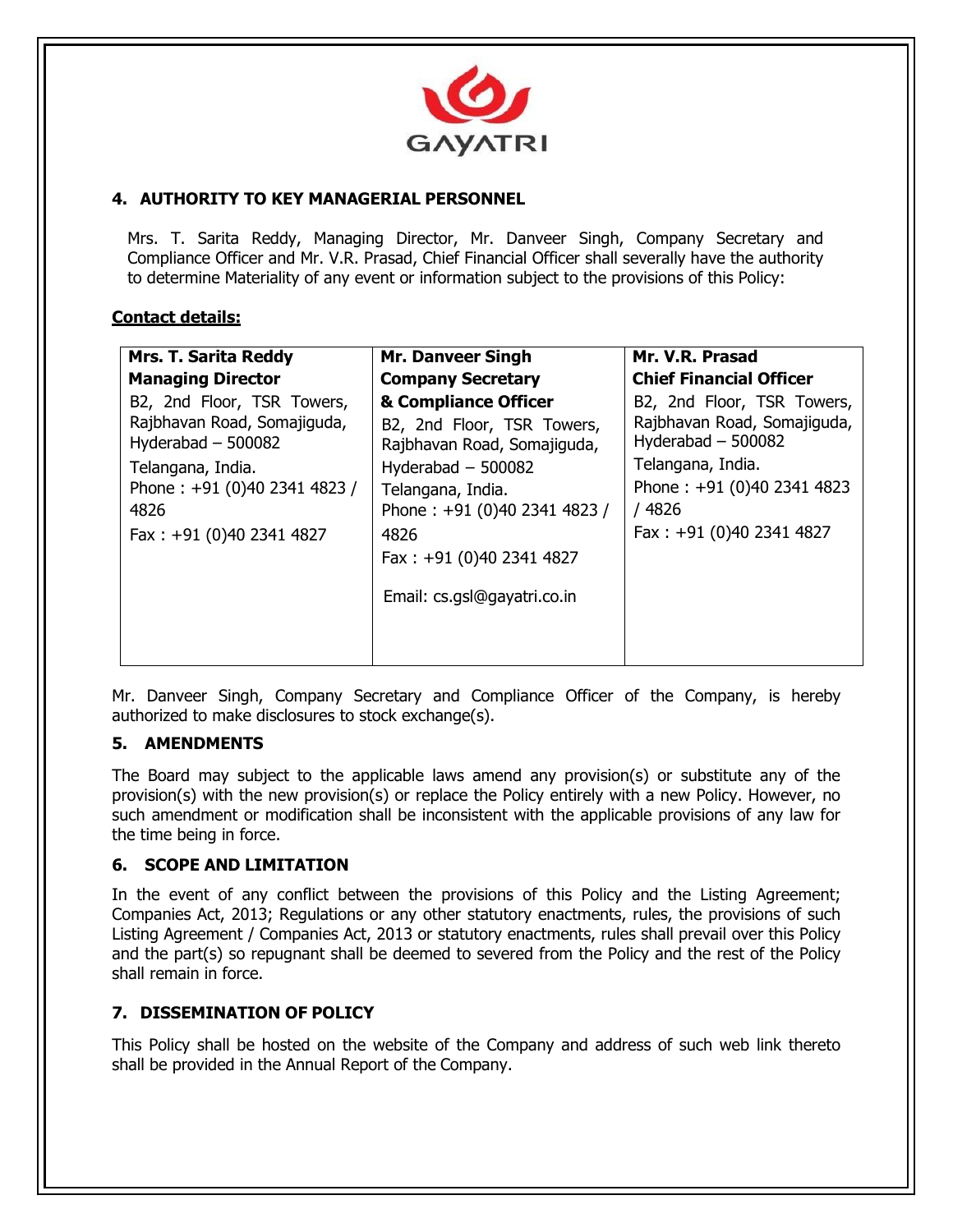## 4. AUTHORITY TO KEY MANAGERIAL PERSONNEL

Mrs. T. Sarita Reddy, Managing Director, Mr. Danveer Singh, Company Secretary and Compliance Officer and Mr. V.R. Prasad, Chief Financial Officer shall severally have the authority to determine Materiality of any event or information subject to the provisions of this Policy:

**Contact details:**

| **Mrs. T. Sarita Reddy**<br>**Managing Director** | **Mr. Danveer Singh**<br>**Company Secretary & Compliance Officer** | **Mr. V.R. Prasad**<br>**Chief Financial Officer** |
|---|---|---|
| B2, 2nd Floor, TSR Towers, Rajbhavan Road, Somajiguda, Hyderabad – 500082<br>Telangana, India.<br>Phone : +91 (0)40 2341 4823 / 4826<br>Fax : +91 (0)40 2341 4827 | B2, 2nd Floor, TSR Towers, Rajbhavan Road, Somajiguda, Hyderabad – 500082<br>Telangana, India.<br>Phone : +91 (0)40 2341 4823 / 4826<br>Fax : +91 (0)40 2341 4827<br>Email: cs.gsl@gayatri.co.in | B2, 2nd Floor, TSR Towers, Rajbhavan Road, Somajiguda, Hyderabad – 500082<br>Telangana, India.<br>Phone : +91 (0)40 2341 4823 / 4826<br>Fax : +91 (0)40 2341 4827 |

Mr. Danveer Singh, Company Secretary and Compliance Officer of the Company, is hereby authorized to make disclosures to stock exchange(s).

## 5. AMENDMENTS

The Board may subject to the applicable laws amend any provision(s) or substitute any of the provision(s) with the new provision(s) or replace the Policy entirely with a new Policy. However, no such amendment or modification shall be inconsistent with the applicable provisions of any law for the time being in force.

## 6. SCOPE AND LIMITATION

In the event of any conflict between the provisions of this Policy and the Listing Agreement; Companies Act, 2013; Regulations or any other statutory enactments, rules, the provisions of such Listing Agreement / Companies Act, 2013 or statutory enactments, rules shall prevail over this Policy and the part(s) so repugnant shall be deemed to severed from the Policy and the rest of the Policy shall remain in force.

## 7. DISSEMINATION OF POLICY

This Policy shall be hosted on the website of the Company and address of such web link thereto shall be provided in the Annual Report of the Company.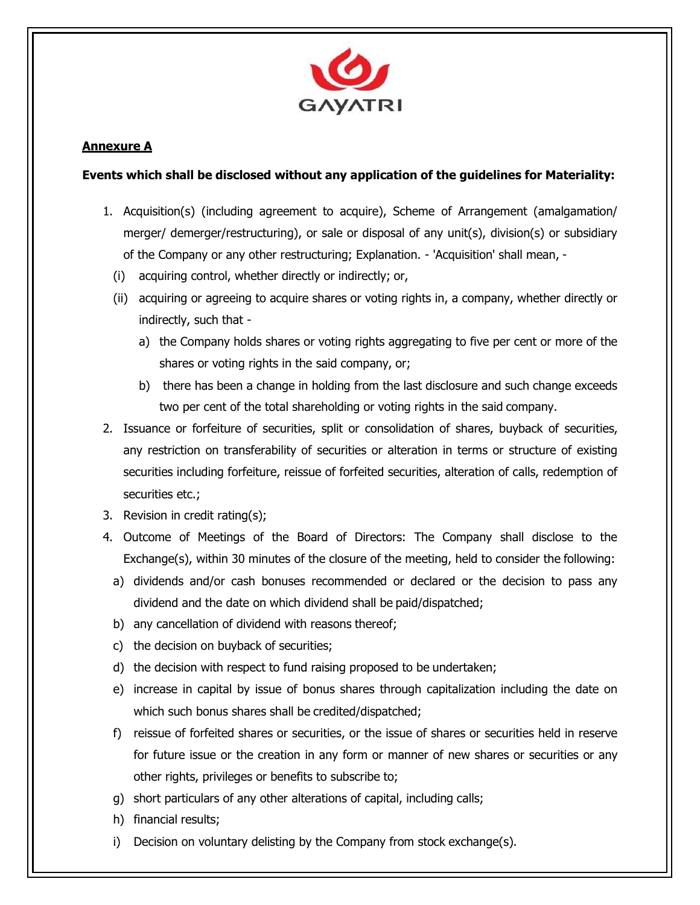**Annexure A**

**Events which shall be disclosed without any application of the guidelines for Materiality:**

1. Acquisition(s) (including agreement to acquire), Scheme of Arrangement (amalgamation/ merger/ demerger/restructuring), or sale or disposal of any unit(s), division(s) or subsidiary of the Company or any other restructuring; Explanation. - 'Acquisition' shall mean, -
   - (i) acquiring control, whether directly or indirectly; or,
   - (ii) acquiring or agreeing to acquire shares or voting rights in, a company, whether directly or indirectly, such that -
     - a) the Company holds shares or voting rights aggregating to five per cent or more of the shares or voting rights in the said company, or;
     - b) there has been a change in holding from the last disclosure and such change exceeds two per cent of the total shareholding or voting rights in the said company.
2. Issuance or forfeiture of securities, split or consolidation of shares, buyback of securities, any restriction on transferability of securities or alteration in terms or structure of existing securities including forfeiture, reissue of forfeited securities, alteration of calls, redemption of securities etc.;
3. Revision in credit rating(s);
4. Outcome of Meetings of the Board of Directors: The Company shall disclose to the Exchange(s), within 30 minutes of the closure of the meeting, held to consider the following:
   - a) dividends and/or cash bonuses recommended or declared or the decision to pass any dividend and the date on which dividend shall be paid/dispatched;
   - b) any cancellation of dividend with reasons thereof;
   - c) the decision on buyback of securities;
   - d) the decision with respect to fund raising proposed to be undertaken;
   - e) increase in capital by issue of bonus shares through capitalization including the date on which such bonus shares shall be credited/dispatched;
   - f) reissue of forfeited shares or securities, or the issue of shares or securities held in reserve for future issue or the creation in any form or manner of new shares or securities or any other rights, privileges or benefits to subscribe to;
   - g) short particulars of any other alterations of capital, including calls;
   - h) financial results;
   - i) Decision on voluntary delisting by the Company from stock exchange(s).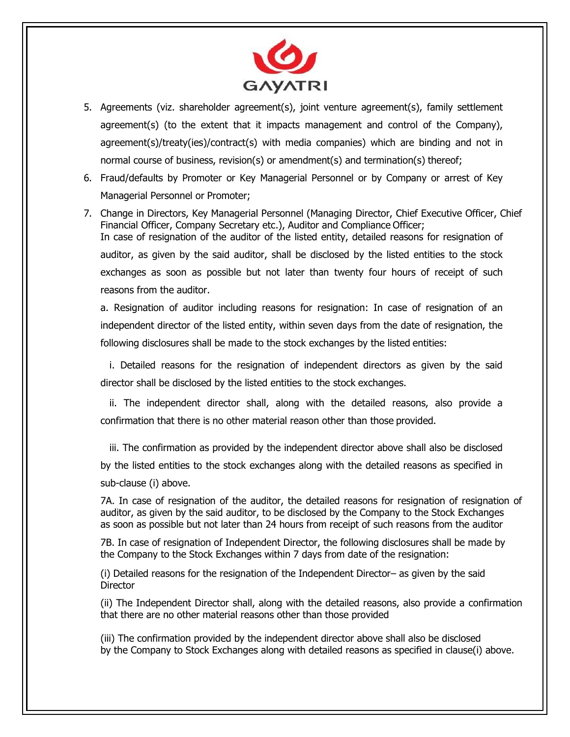5. Agreements (viz. shareholder agreement(s), joint venture agreement(s), family settlement agreement(s) (to the extent that it impacts management and control of the Company), agreement(s)/treaty(ies)/contract(s) with media companies) which are binding and not in normal course of business, revision(s) or amendment(s) and termination(s) thereof;
6. Fraud/defaults by Promoter or Key Managerial Personnel or by Company or arrest of Key Managerial Personnel or Promoter;
7. Change in Directors, Key Managerial Personnel (Managing Director, Chief Executive Officer, Chief Financial Officer, Company Secretary etc.), Auditor and Compliance Officer;
   In case of resignation of the auditor of the listed entity, detailed reasons for resignation of auditor, as given by the said auditor, shall be disclosed by the listed entities to the stock exchanges as soon as possible but not later than twenty four hours of receipt of such reasons from the auditor.

   a. Resignation of auditor including reasons for resignation: In case of resignation of an independent director of the listed entity, within seven days from the date of resignation, the following disclosures shall be made to the stock exchanges by the listed entities:

   i. Detailed reasons for the resignation of independent directors as given by the said director shall be disclosed by the listed entities to the stock exchanges.

   ii. The independent director shall, along with the detailed reasons, also provide a confirmation that there is no other material reason other than those provided.

   iii. The confirmation as provided by the independent director above shall also be disclosed by the listed entities to the stock exchanges along with the detailed reasons as specified in sub-clause (i) above.

   7A. In case of resignation of the auditor, the detailed reasons for resignation of resignation of auditor, as given by the said auditor, to be disclosed by the Company to the Stock Exchanges as soon as possible but not later than 24 hours from receipt of such reasons from the auditor

   7B. In case of resignation of Independent Director, the following disclosures shall be made by the Company to the Stock Exchanges within 7 days from date of the resignation:

   (i) Detailed reasons for the resignation of the Independent Director– as given by the said Director

   (ii) The Independent Director shall, along with the detailed reasons, also provide a confirmation that there are no other material reasons other than those provided

   (iii) The confirmation provided by the independent director above shall also be disclosed by the Company to Stock Exchanges along with detailed reasons as specified in clause(i) above.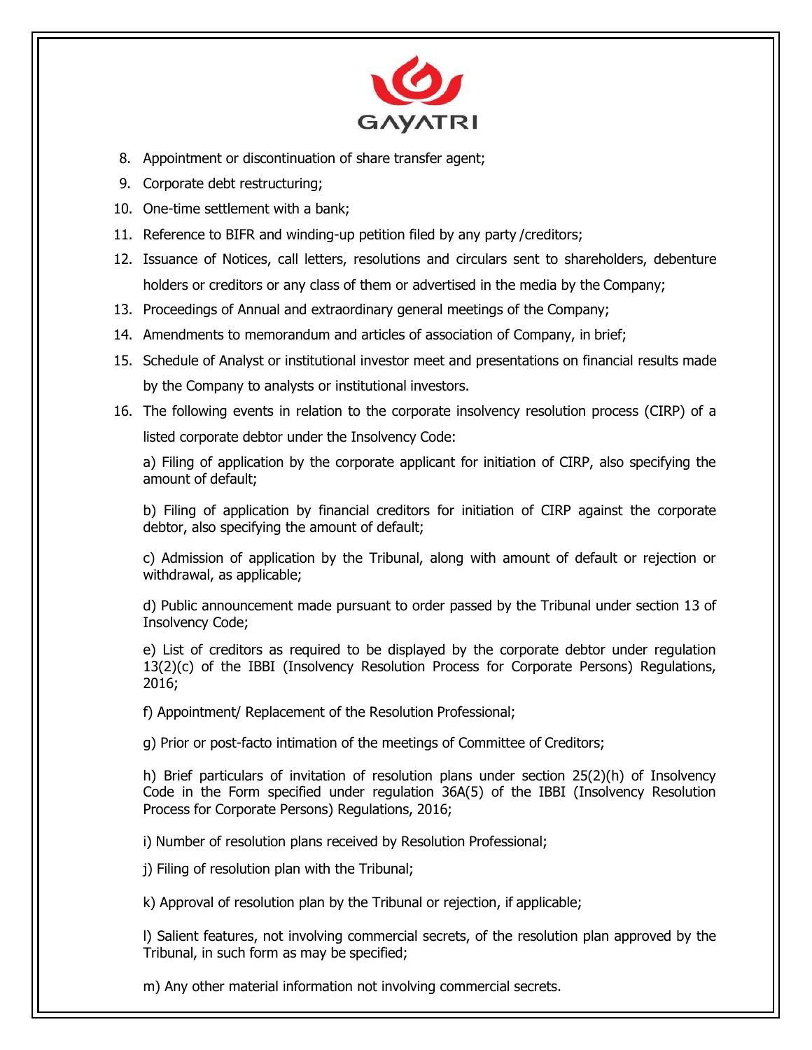8. Appointment or discontinuation of share transfer agent;
9. Corporate debt restructuring;
10. One-time settlement with a bank;
11. Reference to BIFR and winding-up petition filed by any party /creditors;
12. Issuance of Notices, call letters, resolutions and circulars sent to shareholders, debenture holders or creditors or any class of them or advertised in the media by the Company;
13. Proceedings of Annual and extraordinary general meetings of the Company;
14. Amendments to memorandum and articles of association of Company, in brief;
15. Schedule of Analyst or institutional investor meet and presentations on financial results made by the Company to analysts or institutional investors.
16. The following events in relation to the corporate insolvency resolution process (CIRP) of a listed corporate debtor under the Insolvency Code:

    a) Filing of application by the corporate applicant for initiation of CIRP, also specifying the amount of default;

    b) Filing of application by financial creditors for initiation of CIRP against the corporate debtor, also specifying the amount of default;

    c) Admission of application by the Tribunal, along with amount of default or rejection or withdrawal, as applicable;

    d) Public announcement made pursuant to order passed by the Tribunal under section 13 of Insolvency Code;

    e) List of creditors as required to be displayed by the corporate debtor under regulation 13(2)(c) of the IBBI (Insolvency Resolution Process for Corporate Persons) Regulations, 2016;

    f) Appointment/ Replacement of the Resolution Professional;

    g) Prior or post-facto intimation of the meetings of Committee of Creditors;

    h) Brief particulars of invitation of resolution plans under section 25(2)(h) of Insolvency Code in the Form specified under regulation 36A(5) of the IBBI (Insolvency Resolution Process for Corporate Persons) Regulations, 2016;

    i) Number of resolution plans received by Resolution Professional;

    j) Filing of resolution plan with the Tribunal;

    k) Approval of resolution plan by the Tribunal or rejection, if applicable;

    l) Salient features, not involving commercial secrets, of the resolution plan approved by the Tribunal, in such form as may be specified;

    m) Any other material information not involving commercial secrets.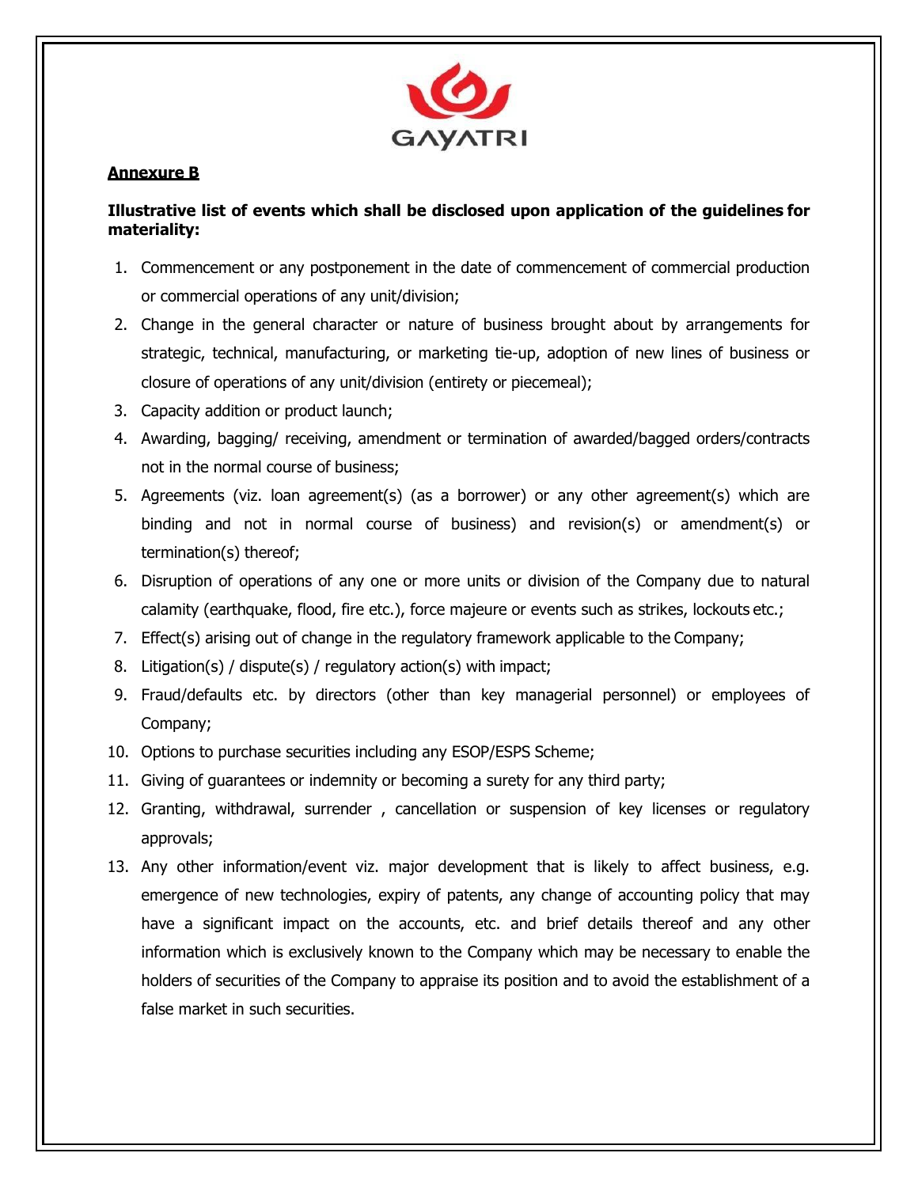**Annexure B**

**Illustrative list of events which shall be disclosed upon application of the guidelines for materiality:**

1. Commencement or any postponement in the date of commencement of commercial production or commercial operations of any unit/division;
2. Change in the general character or nature of business brought about by arrangements for strategic, technical, manufacturing, or marketing tie-up, adoption of new lines of business or closure of operations of any unit/division (entirety or piecemeal);
3. Capacity addition or product launch;
4. Awarding, bagging/ receiving, amendment or termination of awarded/bagged orders/contracts not in the normal course of business;
5. Agreements (viz. loan agreement(s) (as a borrower) or any other agreement(s) which are binding and not in normal course of business) and revision(s) or amendment(s) or termination(s) thereof;
6. Disruption of operations of any one or more units or division of the Company due to natural calamity (earthquake, flood, fire etc.), force majeure or events such as strikes, lockouts etc.;
7. Effect(s) arising out of change in the regulatory framework applicable to the Company;
8. Litigation(s) / dispute(s) / regulatory action(s) with impact;
9. Fraud/defaults etc. by directors (other than key managerial personnel) or employees of Company;
10. Options to purchase securities including any ESOP/ESPS Scheme;
11. Giving of guarantees or indemnity or becoming a surety for any third party;
12. Granting, withdrawal, surrender , cancellation or suspension of key licenses or regulatory approvals;
13. Any other information/event viz. major development that is likely to affect business, e.g. emergence of new technologies, expiry of patents, any change of accounting policy that may have a significant impact on the accounts, etc. and brief details thereof and any other information which is exclusively known to the Company which may be necessary to enable the holders of securities of the Company to appraise its position and to avoid the establishment of a false market in such securities.